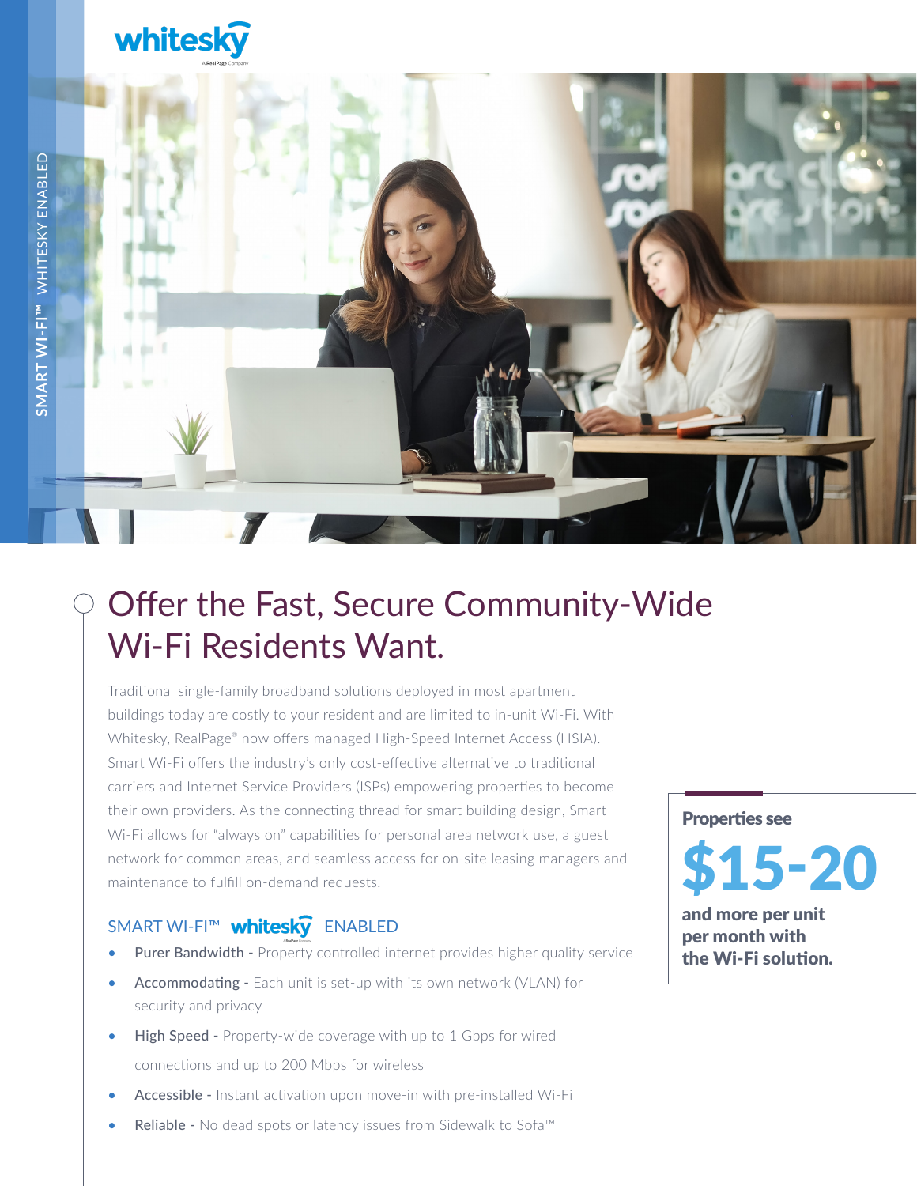whitesky

A RealPage Company

SMART WI-FI™ WHITESKY ENABLED

# Offer the Fast, Secure Community-Wide Wi-Fi Residents Want.

Traditional single-family broadband solutions deployed in most apartment buildings today are costly to your resident and are limited to in-unit Wi-Fi. With Whitesky, RealPage® now offers managed High-Speed Internet Access (HSIA). Smart Wi-Fi offers the industry's only cost-effective alternative to traditional carriers and Internet Service Providers (ISPs) empowering properties to become their own providers. As the connecting thread for smart building design, Smart Wi-Fi allows for "always on" capabilities for personal area network use, a guest network for common areas, and seamless access for on-site leasing managers and maintenance to fulfill on-demand requests.

**Properties see**

**$15-20**

**and more per unit per month with the Wi-Fi solution.**

## SMART WI-FI™ whitesky ENABLED

- **Purer Bandwidth -** Property controlled internet provides higher quality service
- **Accommodating -** Each unit is set-up with its own network (VLAN) for security and privacy
- **High Speed -** Property-wide coverage with up to 1 Gbps for wired connections and up to 200 Mbps for wireless
- **Accessible -** Instant activation upon move-in with pre-installed Wi-Fi
- **Reliable -** No dead spots or latency issues from Sidewalk to Sofa™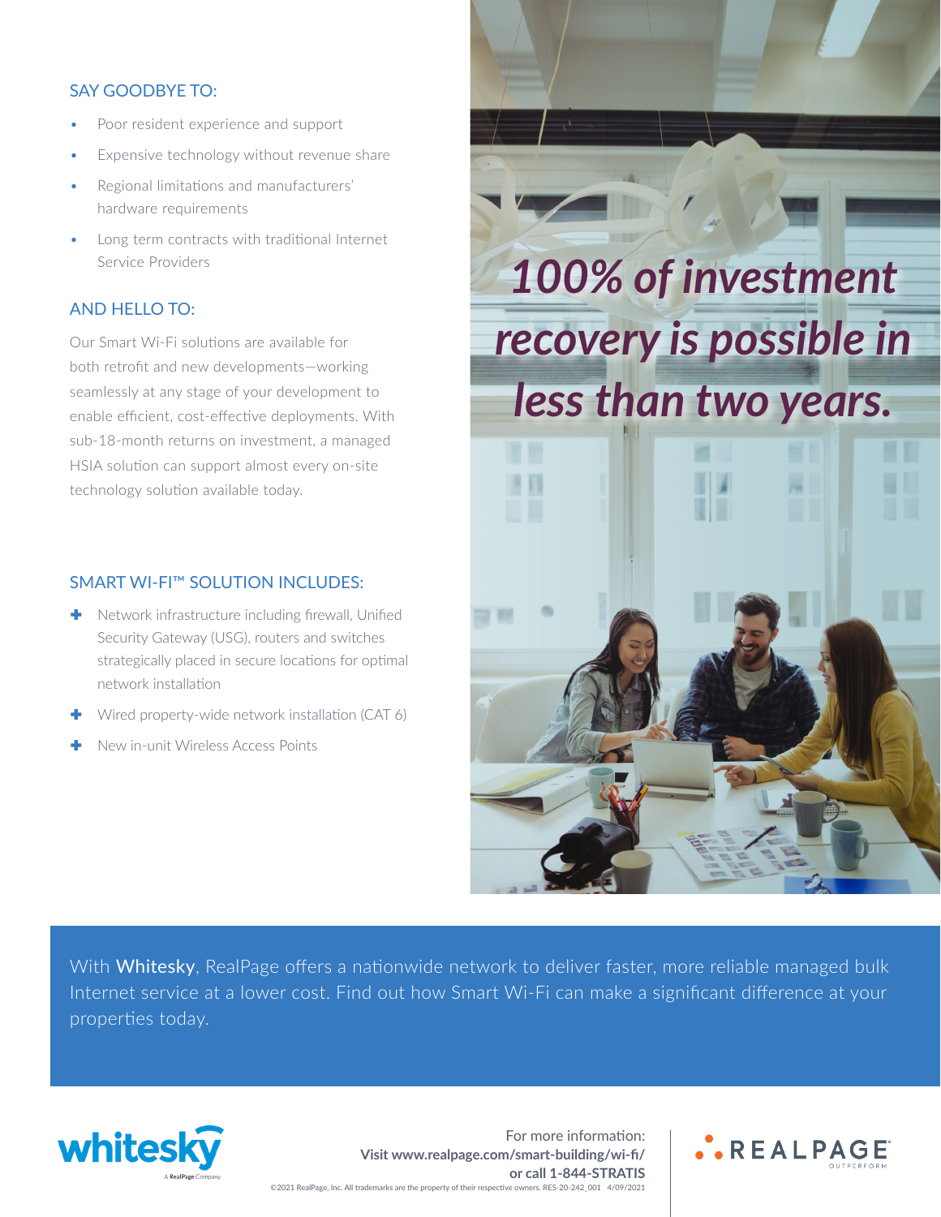## SAY GOODBYE TO:

- Poor resident experience and support
- Expensive technology without revenue share
- Regional limitations and manufacturers' hardware requirements
- Long term contracts with traditional Internet Service Providers

## AND HELLO TO:

Our Smart Wi-Fi solutions are available for both retrofit and new developments—working seamlessly at any stage of your development to enable efficient, cost-effective deployments. With sub-18-month returns on investment, a managed HSIA solution can support almost every on-site technology solution available today.

## SMART WI-FI™ SOLUTION INCLUDES:

- Network infrastructure including firewall, Unified Security Gateway (USG), routers and switches strategically placed in secure locations for optimal network installation
- Wired property-wide network installation (CAT 6)
- New in-unit Wireless Access Points

*100% of investment recovery is possible in less than two years.*

With **Whitesky**, RealPage offers a nationwide network to deliver faster, more reliable managed bulk Internet service at a lower cost. Find out how Smart Wi-Fi can make a significant difference at your properties today.

whitesky — A RealPage Company

For more information:
**Visit www.realpage.com/smart-building/wi-fi/**
**or call 1-844-STRATIS**

©2021 RealPage, Inc. All trademarks are the property of their respective owners. RES-20-242_001 4/09/2021

REALPAGE OUTPERFORM